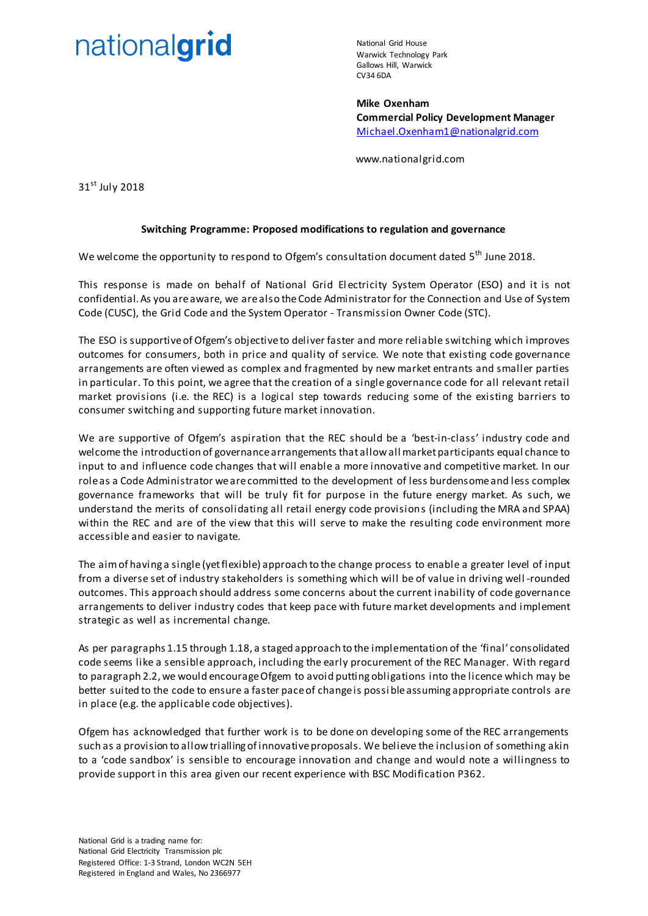nationalgrid

National Grid House
Warwick Technology Park
Gallows Hill, Warwick
CV34 6DA

**Mike Oxenham**
**Commercial Policy Development Manager**
Michael.Oxenham1@nationalgrid.com

www.nationalgrid.com

31st July 2018

**Switching Programme: Proposed modifications to regulation and governance**

We welcome the opportunity to respond to Ofgem's consultation document dated 5th June 2018.

This response is made on behalf of National Grid Electricity System Operator (ESO) and it is not confidential. As you are aware, we are also the Code Administrator for the Connection and Use of System Code (CUSC), the Grid Code and the System Operator - Transmission Owner Code (STC).

The ESO is supportive of Ofgem's objective to deliver faster and more reliable switching which improves outcomes for consumers, both in price and quality of service. We note that existing code governance arrangements are often viewed as complex and fragmented by new market entrants and smaller parties in particular. To this point, we agree that the creation of a single governance code for all relevant retail market provisions (i.e. the REC) is a logical step towards reducing some of the existing barriers to consumer switching and supporting future market innovation.

We are supportive of Ofgem's aspiration that the REC should be a 'best-in-class' industry code and welcome the introduction of governance arrangements that allow all market participants equal chance to input to and influence code changes that will enable a more innovative and competitive market. In our role as a Code Administrator we are committed to the development of less burdensome and less complex governance frameworks that will be truly fit for purpose in the future energy market. As such, we understand the merits of consolidating all retail energy code provisions (including the MRA and SPAA) within the REC and are of the view that this will serve to make the resulting code environment more accessible and easier to navigate.

The aim of having a single (yet flexible) approach to the change process to enable a greater level of input from a diverse set of industry stakeholders is something which will be of value in driving well-rounded outcomes. This approach should address some concerns about the current inability of code governance arrangements to deliver industry codes that keep pace with future market developments and implement strategic as well as incremental change.

As per paragraphs 1.15 through 1.18, a staged approach to the implementation of the 'final' consolidated code seems like a sensible approach, including the early procurement of the REC Manager. With regard to paragraph 2.2, we would encourage Ofgem to avoid putting obligations into the licence which may be better suited to the code to ensure a faster pace of change is possible assuming appropriate controls are in place (e.g. the applicable code objectives).

Ofgem has acknowledged that further work is to be done on developing some of the REC arrangements such as a provision to allow trialling of innovative proposals. We believe the inclusion of something akin to a 'code sandbox' is sensible to encourage innovation and change and would note a willingness to provide support in this area given our recent experience with BSC Modification P362.

National Grid is a trading name for:
National Grid Electricity Transmission plc
Registered Office: 1-3 Strand, London WC2N 5EH
Registered in England and Wales, No 2366977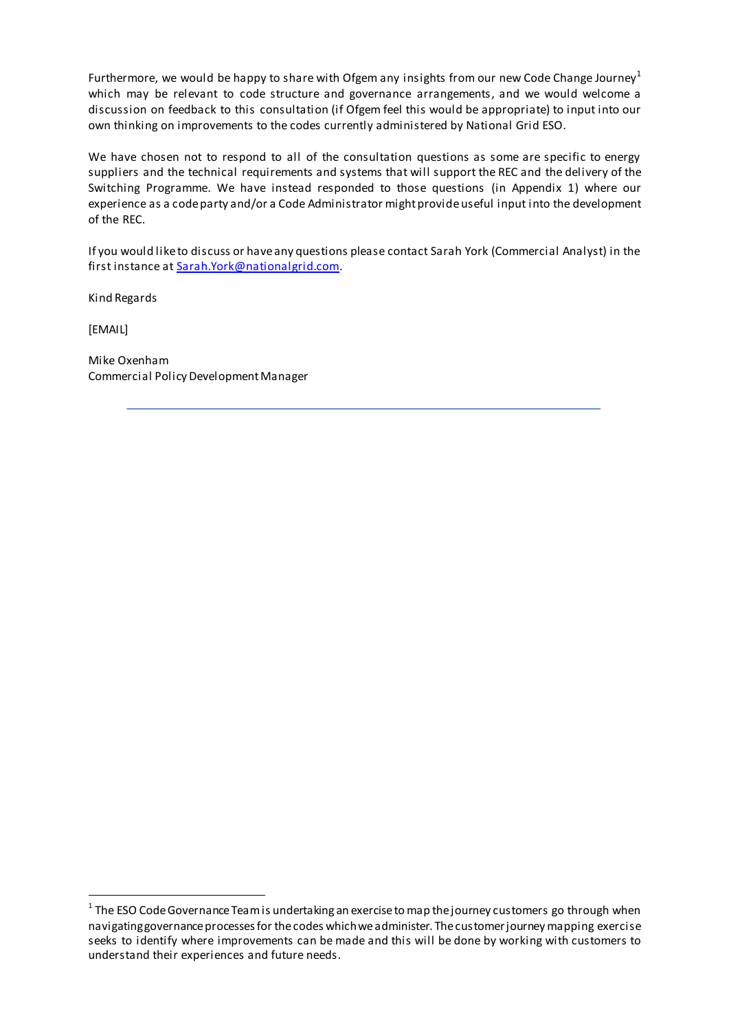Furthermore, we would be happy to share with Ofgem any insights from our new Code Change Journey[1] which may be relevant to code structure and governance arrangements, and we would welcome a discussion on feedback to this consultation (if Ofgem feel this would be appropriate) to input into our own thinking on improvements to the codes currently administered by National Grid ESO.

We have chosen not to respond to all of the consultation questions as some are specific to energy suppliers and the technical requirements and systems that will support the REC and the delivery of the Switching Programme. We have instead responded to those questions (in Appendix 1) where our experience as a code party and/or a Code Administrator might provide useful input into the development of the REC.

If you would like to discuss or have any questions please contact Sarah York (Commercial Analyst) in the first instance at Sarah.York@nationalgrid.com.

Kind Regards

[EMAIL]

Mike Oxenham
Commercial Policy Development Manager

---

[1] The ESO Code Governance Team is undertaking an exercise to map the journey customers go through when navigating governance processes for the codes which we administer. The customer journey mapping exercise seeks to identify where improvements can be made and this will be done by working with customers to understand their experiences and future needs.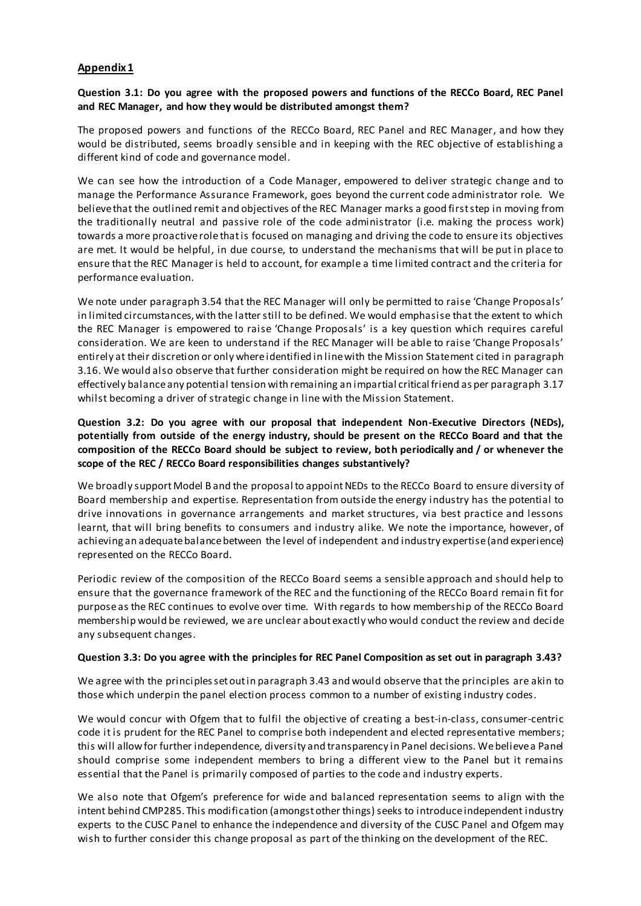## Appendix 1

**Question 3.1: Do you agree with the proposed powers and functions of the RECCo Board, REC Panel and REC Manager, and how they would be distributed amongst them?**

The proposed powers and functions of the RECCo Board, REC Panel and REC Manager, and how they would be distributed, seems broadly sensible and in keeping with the REC objective of establishing a different kind of code and governance model.

We can see how the introduction of a Code Manager, empowered to deliver strategic change and to manage the Performance Assurance Framework, goes beyond the current code administrator role. We believe that the outlined remit and objectives of the REC Manager marks a good first step in moving from the traditionally neutral and passive role of the code administrator (i.e. making the process work) towards a more proactive role that is focused on managing and driving the code to ensure its objectives are met. It would be helpful, in due course, to understand the mechanisms that will be put in place to ensure that the REC Manager is held to account, for example a time limited contract and the criteria for performance evaluation.

We note under paragraph 3.54 that the REC Manager will only be permitted to raise 'Change Proposals' in limited circumstances, with the latter still to be defined. We would emphasise that the extent to which the REC Manager is empowered to raise 'Change Proposals' is a key question which requires careful consideration. We are keen to understand if the REC Manager will be able to raise 'Change Proposals' entirely at their discretion or only where identified in line with the Mission Statement cited in paragraph 3.16. We would also observe that further consideration might be required on how the REC Manager can effectively balance any potential tension with remaining an impartial critical friend as per paragraph 3.17 whilst becoming a driver of strategic change in line with the Mission Statement.

**Question 3.2: Do you agree with our proposal that independent Non-Executive Directors (NEDs), potentially from outside of the energy industry, should be present on the RECCo Board and that the composition of the RECCo Board should be subject to review, both periodically and / or whenever the scope of the REC / RECCo Board responsibilities changes substantively?**

We broadly support Model B and the proposal to appoint NEDs to the RECCo Board to ensure diversity of Board membership and expertise. Representation from outside the energy industry has the potential to drive innovations in governance arrangements and market structures, via best practice and lessons learnt, that will bring benefits to consumers and industry alike. We note the importance, however, of achieving an adequate balance between the level of independent and industry expertise (and experience) represented on the RECCo Board.

Periodic review of the composition of the RECCo Board seems a sensible approach and should help to ensure that the governance framework of the REC and the functioning of the RECCo Board remain fit for purpose as the REC continues to evolve over time. With regards to how membership of the RECCo Board membership would be reviewed, we are unclear about exactly who would conduct the review and decide any subsequent changes.

**Question 3.3: Do you agree with the principles for REC Panel Composition as set out in paragraph 3.43?**

We agree with the principles set out in paragraph 3.43 and would observe that the principles are akin to those which underpin the panel election process common to a number of existing industry codes.

We would concur with Ofgem that to fulfil the objective of creating a best-in-class, consumer-centric code it is prudent for the REC Panel to comprise both independent and elected representative members; this will allow for further independence, diversity and transparency in Panel decisions. We believe a Panel should comprise some independent members to bring a different view to the Panel but it remains essential that the Panel is primarily composed of parties to the code and industry experts.

We also note that Ofgem's preference for wide and balanced representation seems to align with the intent behind CMP285. This modification (amongst other things) seeks to introduce independent industry experts to the CUSC Panel to enhance the independence and diversity of the CUSC Panel and Ofgem may wish to further consider this change proposal as part of the thinking on the development of the REC.